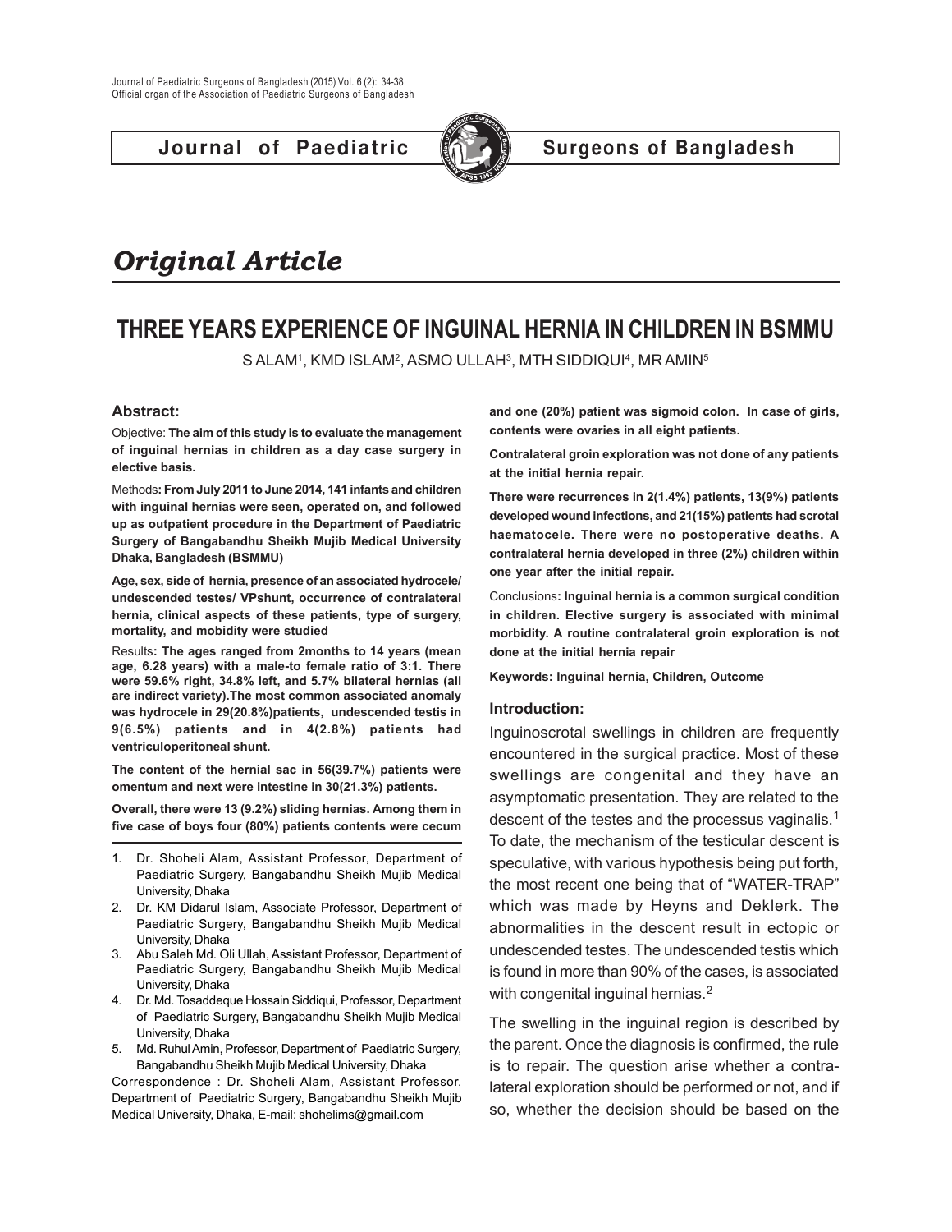## Original Article

# THREE YEARS EXPERIENCE OF INGUINAL HERNIA IN CHILDREN IN BSMMU

S ALAM[1], KMD ISLAM[2], ASMO ULLAH[3], MTH SIDDIQUI[4], MR AMIN[5]

### Abstract:

Objective: **The aim of this study is to evaluate the management of inguinal hernias in children as a day case surgery in elective basis.**

Methods**: From July 2011 to June 2014, 141 infants and children with inguinal hernias were seen, operated on, and followed up as outpatient procedure in the Department of Paediatric Surgery of Bangabandhu Sheikh Mujib Medical University Dhaka, Bangladesh (BSMMU)**

**Age, sex, side of hernia, presence of an associated hydrocele/ undescended testes/ VPshunt, occurrence of contralateral hernia, clinical aspects of these patients, type of surgery, mortality, and mobidity were studied**

Results**: The ages ranged from 2months to 14 years (mean age, 6.28 years) with a male-to female ratio of 3:1. There were 59.6% right, 34.8% left, and 5.7% bilateral hernias (all are indirect variety).The most common associated anomaly was hydrocele in 29(20.8%)patients, undescended testis in 9(6.5%) patients and in 4(2.8%) patients had ventriculoperitoneal shunt.**

**The content of the hernial sac in 56(39.7%) patients were omentum and next were intestine in 30(21.3%) patients.**

**Overall, there were 13 (9.2%) sliding hernias. Among them in five case of boys four (80%) patients contents were cecum and one (20%) patient was sigmoid colon. In case of girls, contents were ovaries in all eight patients.**

**Contralateral groin exploration was not done of any patients at the initial hernia repair.**

**There were recurrences in 2(1.4%) patients, 13(9%) patients developed wound infections, and 21(15%) patients had scrotal haematocele. There were no postoperative deaths. A contralateral hernia developed in three (2%) children within one year after the initial repair.**

Conclusions**: Inguinal hernia is a common surgical condition in children. Elective surgery is associated with minimal morbidity. A routine contralateral groin exploration is not done at the initial hernia repair**

**Keywords: Inguinal hernia, Children, Outcome**

1. Dr. Shoheli Alam, Assistant Professor, Department of Paediatric Surgery, Bangabandhu Sheikh Mujib Medical University, Dhaka
2. Dr. KM Didarul Islam, Associate Professor, Department of Paediatric Surgery, Bangabandhu Sheikh Mujib Medical University, Dhaka
3. Abu Saleh Md. Oli Ullah, Assistant Professor, Department of Paediatric Surgery, Bangabandhu Sheikh Mujib Medical University, Dhaka
4. Dr. Md. Tosaddeque Hossain Siddiqui, Professor, Department of Paediatric Surgery, Bangabandhu Sheikh Mujib Medical University, Dhaka
5. Md. Ruhul Amin, Professor, Department of Paediatric Surgery, Bangabandhu Sheikh Mujib Medical University, Dhaka

Correspondence : Dr. Shoheli Alam, Assistant Professor, Department of Paediatric Surgery, Bangabandhu Sheikh Mujib Medical University, Dhaka, E-mail: shohelims@gmail.com

### Introduction:

Inguinoscrotal swellings in children are frequently encountered in the surgical practice. Most of these swellings are congenital and they have an asymptomatic presentation. They are related to the descent of the testes and the processus vaginalis.[1] To date, the mechanism of the testicular descent is speculative, with various hypothesis being put forth, the most recent one being that of "WATER-TRAP" which was made by Heyns and Deklerk. The abnormalities in the descent result in ectopic or undescended testes. The undescended testis which is found in more than 90% of the cases, is associated with congenital inguinal hernias.[2]

The swelling in the inguinal region is described by the parent. Once the diagnosis is confirmed, the rule is to repair. The question arise whether a contra-lateral exploration should be performed or not, and if so, whether the decision should be based on the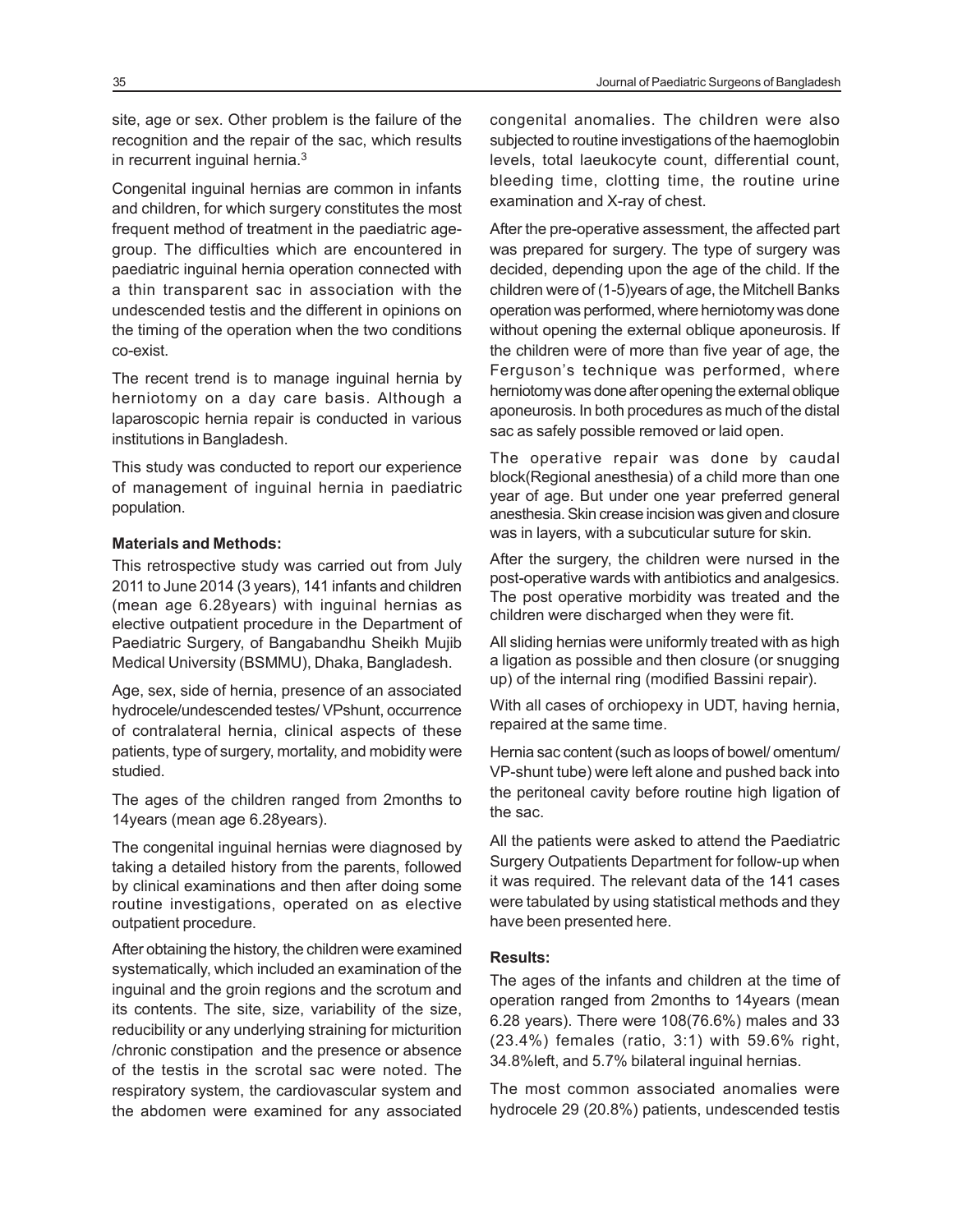site, age or sex. Other problem is the failure of the recognition and the repair of the sac, which results in recurrent inguinal hernia.[3]

Congenital inguinal hernias are common in infants and children, for which surgery constitutes the most frequent method of treatment in the paediatric age-group. The difficulties which are encountered in paediatric inguinal hernia operation connected with a thin transparent sac in association with the undescended testis and the different in opinions on the timing of the operation when the two conditions co-exist.

The recent trend is to manage inguinal hernia by herniotomy on a day care basis. Although a laparoscopic hernia repair is conducted in various institutions in Bangladesh.

This study was conducted to report our experience of management of inguinal hernia in paediatric population.

**Materials and Methods:**

This retrospective study was carried out from July 2011 to June 2014 (3 years), 141 infants and children (mean age 6.28years) with inguinal hernias as elective outpatient procedure in the Department of Paediatric Surgery, of Bangabandhu Sheikh Mujib Medical University (BSMMU), Dhaka, Bangladesh.

Age, sex, side of hernia, presence of an associated hydrocele/undescended testes/ VPshunt, occurrence of contralateral hernia, clinical aspects of these patients, type of surgery, mortality, and mobidity were studied.

The ages of the children ranged from 2months to 14years (mean age 6.28years).

The congenital inguinal hernias were diagnosed by taking a detailed history from the parents, followed by clinical examinations and then after doing some routine investigations, operated on as elective outpatient procedure.

After obtaining the history, the children were examined systematically, which included an examination of the inguinal and the groin regions and the scrotum and its contents. The site, size, variability of the size, reducibility or any underlying straining for micturition /chronic constipation and the presence or absence of the testis in the scrotal sac were noted. The respiratory system, the cardiovascular system and the abdomen were examined for any associated congenital anomalies. The children were also subjected to routine investigations of the haemoglobin levels, total laeukocyte count, differential count, bleeding time, clotting time, the routine urine examination and X-ray of chest.

After the pre-operative assessment, the affected part was prepared for surgery. The type of surgery was decided, depending upon the age of the child. If the children were of (1-5)years of age, the Mitchell Banks operation was performed, where herniotomy was done without opening the external oblique aponeurosis. If the children were of more than five year of age, the Ferguson's technique was performed, where herniotomy was done after opening the external oblique aponeurosis. In both procedures as much of the distal sac as safely possible removed or laid open.

The operative repair was done by caudal block(Regional anesthesia) of a child more than one year of age. But under one year preferred general anesthesia. Skin crease incision was given and closure was in layers, with a subcuticular suture for skin.

After the surgery, the children were nursed in the post-operative wards with antibiotics and analgesics. The post operative morbidity was treated and the children were discharged when they were fit.

All sliding hernias were uniformly treated with as high a ligation as possible and then closure (or snugging up) of the internal ring (modified Bassini repair).

With all cases of orchiopexy in UDT, having hernia, repaired at the same time.

Hernia sac content (such as loops of bowel/ omentum/ VP-shunt tube) were left alone and pushed back into the peritoneal cavity before routine high ligation of the sac.

All the patients were asked to attend the Paediatric Surgery Outpatients Department for follow-up when it was required. The relevant data of the 141 cases were tabulated by using statistical methods and they have been presented here.

**Results:**

The ages of the infants and children at the time of operation ranged from 2months to 14years (mean 6.28 years). There were 108(76.6%) males and 33 (23.4%) females (ratio, 3:1) with 59.6% right, 34.8%left, and 5.7% bilateral inguinal hernias.

The most common associated anomalies were hydrocele 29 (20.8%) patients, undescended testis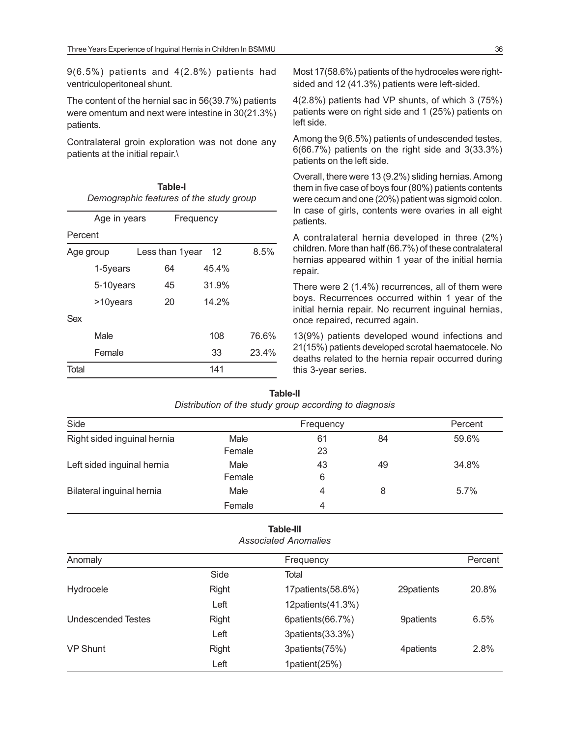9(6.5%) patients and 4(2.8%) patients had ventriculoperitoneal shunt.

The content of the hernial sac in 56(39.7%) patients were omentum and next were intestine in 30(21.3%) patients.

Contralateral groin exploration was not done any patients at the initial repair.\

**Table-I**
*Demographic features of the study group*

| Age in years | | Frequency | Percent |
|---|---|---|---|
| Age group | Less than 1year | 12 | 8.5% |
| | 1-5years | 64 | 45.4% |
| | 5-10years | 45 | 31.9% |
| | >10years | 20 | 14.2% |
| Sex | | | |
| | Male | 108 | 76.6% |
| | Female | 33 | 23.4% |
| Total | | 141 | |

Most 17(58.6%) patients of the hydroceles were right-sided and 12 (41.3%) patients were left-sided.

4(2.8%) patients had VP shunts, of which 3 (75%) patients were on right side and 1 (25%) patients on left side.

Among the 9(6.5%) patients of undescended testes, 6(66.7%) patients on the right side and 3(33.3%) patients on the left side.

Overall, there were 13 (9.2%) sliding hernias. Among them in five case of boys four (80%) patients contents were cecum and one (20%) patient was sigmoid colon. In case of girls, contents were ovaries in all eight patients.

A contralateral hernia developed in three (2%) children. More than half (66.7%) of these contralateral hernias appeared within 1 year of the initial hernia repair.

There were 2 (1.4%) recurrences, all of them were boys. Recurrences occurred within 1 year of the initial hernia repair. No recurrent inguinal hernias, once repaired, recurred again.

13(9%) patients developed wound infections and 21(15%) patients developed scrotal haematocele. No deaths related to the hernia repair occurred during this 3-year series.

**Table-II**
*Distribution of the study group according to diagnosis*

| Side | | Frequency | | Percent |
|---|---|---|---|---|
| Right sided inguinal hernia | Male | 61 | 84 | 59.6% |
| | Female | 23 | | |
| Left sided inguinal hernia | Male | 43 | 49 | 34.8% |
| | Female | 6 | | |
| Bilateral inguinal hernia | Male | 4 | 8 | 5.7% |
| | Female | 4 | | |

**Table-III**
*Associated Anomalies*

| Anomaly | | Frequency | | Percent |
|---|---|---|---|---|
| | Side | Total | | |
| Hydrocele | Right | 17patients(58.6%) | 29patients | 20.8% |
| | Left | 12patients(41.3%) | | |
| Undescended Testes | Right | 6patients(66.7%) | 9patients | 6.5% |
| | Left | 3patients(33.3%) | | |
| VP Shunt | Right | 3patients(75%) | 4patients | 2.8% |
| | Left | 1patient(25%) | | |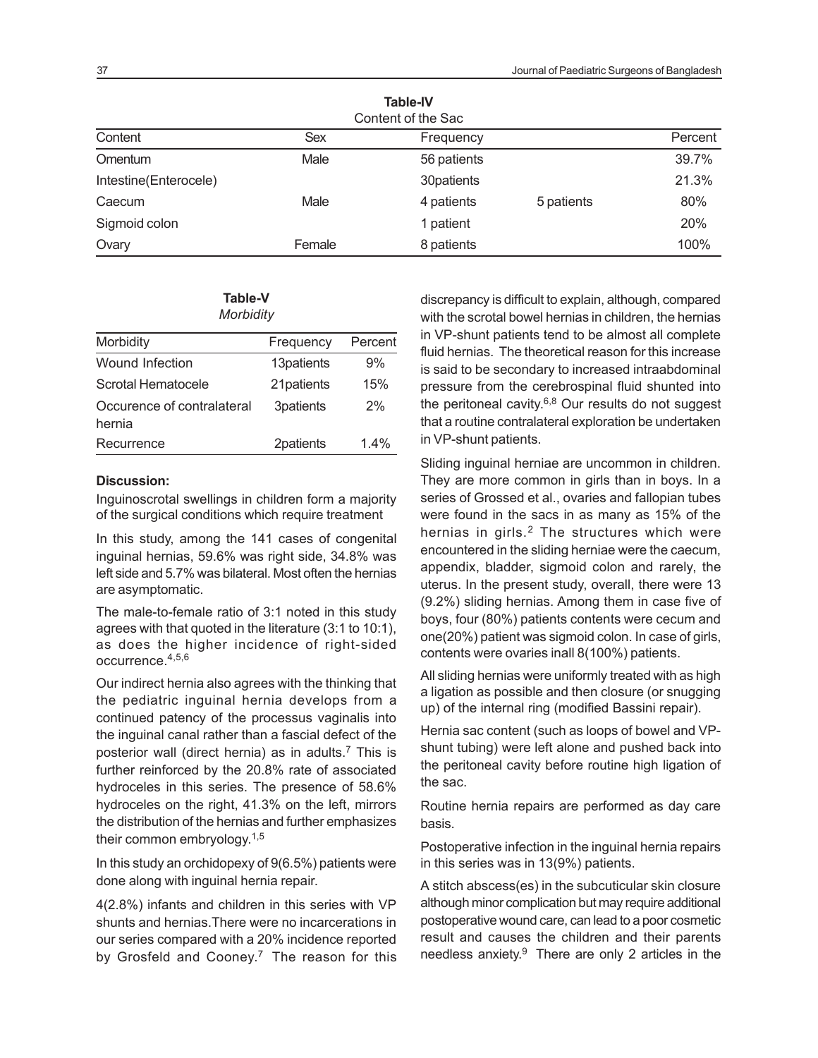**Table-IV**
Content of the Sac

| Content | Sex | Frequency | | Percent |
|---|---|---|---|---|
| Omentum | Male | 56 patients | | 39.7% |
| Intestine(Enterocele) | | 30patients | | 21.3% |
| Caecum | Male | 4 patients | 5 patients | 80% |
| Sigmoid colon | | 1 patient | | 20% |
| Ovary | Female | 8 patients | | 100% |

**Table-V**
*Morbidity*

| Morbidity | Frequency | Percent |
|---|---|---|
| Wound Infection | 13patients | 9% |
| Scrotal Hematocele | 21patients | 15% |
| Occurence of contralateral hernia | 3patients | 2% |
| Recurrence | 2patients | 1.4% |

**Discussion:**

Inguinoscrotal swellings in children form a majority of the surgical conditions which require treatment

In this study, among the 141 cases of congenital inguinal hernias, 59.6% was right side, 34.8% was left side and 5.7% was bilateral. Most often the hernias are asymptomatic.

The male-to-female ratio of 3:1 noted in this study agrees with that quoted in the literature (3:1 to 10:1), as does the higher incidence of right-sided occurrence.[4,5,6]

Our indirect hernia also agrees with the thinking that the pediatric inguinal hernia develops from a continued patency of the processus vaginalis into the inguinal canal rather than a fascial defect of the posterior wall (direct hernia) as in adults.[7] This is further reinforced by the 20.8% rate of associated hydroceles in this series. The presence of 58.6% hydroceles on the right, 41.3% on the left, mirrors the distribution of the hernias and further emphasizes their common embryology.[1,5]

In this study an orchidopexy of 9(6.5%) patients were done along with inguinal hernia repair.

4(2.8%) infants and children in this series with VP shunts and hernias.There were no incarcerations in our series compared with a 20% incidence reported by Grosfeld and Cooney.[7] The reason for this discrepancy is difficult to explain, although, compared with the scrotal bowel hernias in children, the hernias in VP-shunt patients tend to be almost all complete fluid hernias. The theoretical reason for this increase is said to be secondary to increased intraabdominal pressure from the cerebrospinal fluid shunted into the peritoneal cavity.[6,8] Our results do not suggest that a routine contralateral exploration be undertaken in VP-shunt patients.

Sliding inguinal herniae are uncommon in children. They are more common in girls than in boys. In a series of Grossed et al., ovaries and fallopian tubes were found in the sacs in as many as 15% of the hernias in girls.[2] The structures which were encountered in the sliding herniae were the caecum, appendix, bladder, sigmoid colon and rarely, the uterus. In the present study, overall, there were 13 (9.2%) sliding hernias. Among them in case five of boys, four (80%) patients contents were cecum and one(20%) patient was sigmoid colon. In case of girls, contents were ovaries inall 8(100%) patients.

All sliding hernias were uniformly treated with as high a ligation as possible and then closure (or snugging up) of the internal ring (modified Bassini repair).

Hernia sac content (such as loops of bowel and VP-shunt tubing) were left alone and pushed back into the peritoneal cavity before routine high ligation of the sac.

Routine hernia repairs are performed as day care basis.

Postoperative infection in the inguinal hernia repairs in this series was in 13(9%) patients.

A stitch abscess(es) in the subcuticular skin closure although minor complication but may require additional postoperative wound care, can lead to a poor cosmetic result and causes the children and their parents needless anxiety.[9] There are only 2 articles in the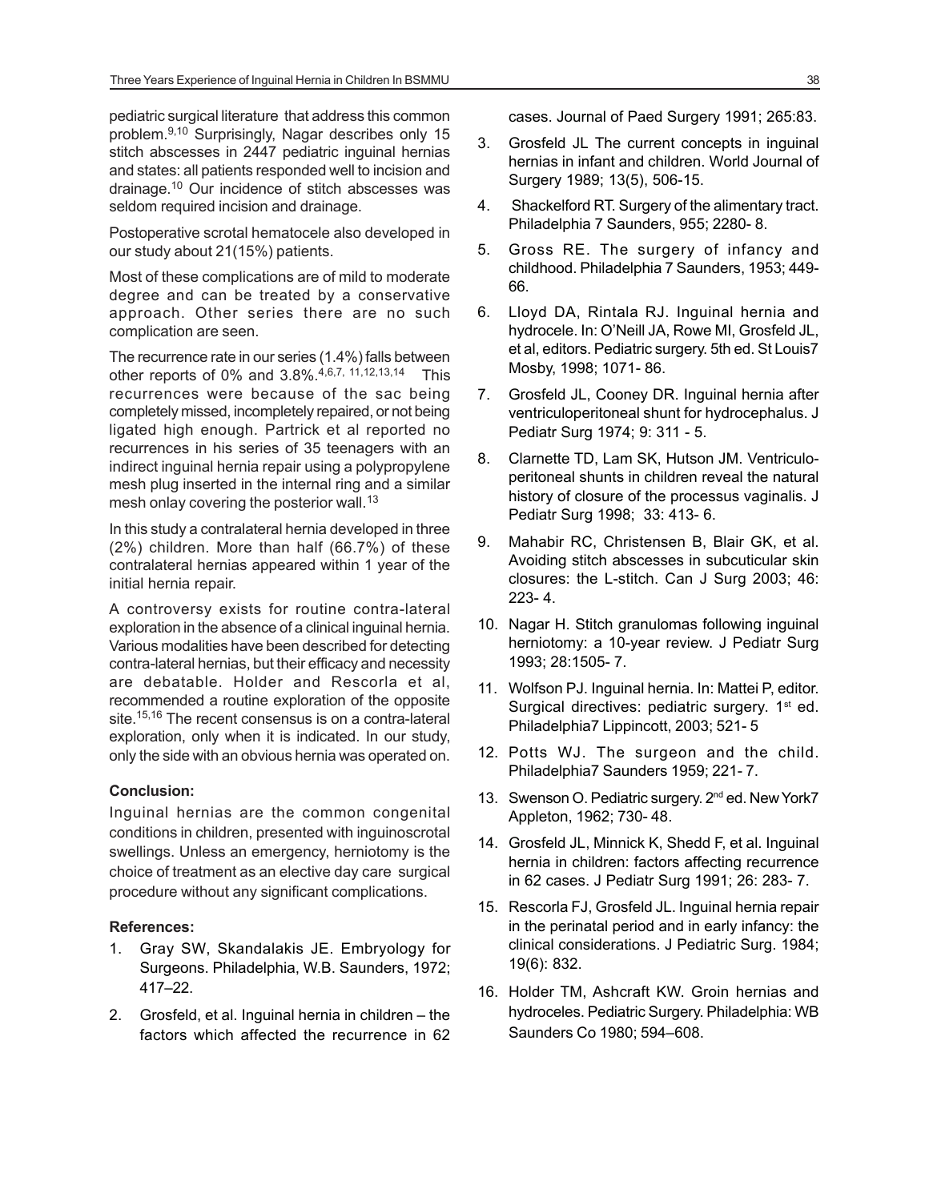pediatric surgical literature that address this common problem.[9,10] Surprisingly, Nagar describes only 15 stitch abscesses in 2447 pediatric inguinal hernias and states: all patients responded well to incision and drainage.[10] Our incidence of stitch abscesses was seldom required incision and drainage.

Postoperative scrotal hematocele also developed in our study about 21(15%) patients.

Most of these complications are of mild to moderate degree and can be treated by a conservative approach. Other series there are no such complication are seen.

The recurrence rate in our series (1.4%) falls between other reports of 0% and 3.8%.[4,6,7, 11,12,13,14] This recurrences were because of the sac being completely missed, incompletely repaired, or not being ligated high enough. Partrick et al reported no recurrences in his series of 35 teenagers with an indirect inguinal hernia repair using a polypropylene mesh plug inserted in the internal ring and a similar mesh onlay covering the posterior wall.[13]

In this study a contralateral hernia developed in three (2%) children. More than half (66.7%) of these contralateral hernias appeared within 1 year of the initial hernia repair.

A controversy exists for routine contra-lateral exploration in the absence of a clinical inguinal hernia. Various modalities have been described for detecting contra-lateral hernias, but their efficacy and necessity are debatable. Holder and Rescorla et al, recommended a routine exploration of the opposite site.[15,16] The recent consensus is on a contra-lateral exploration, only when it is indicated. In our study, only the side with an obvious hernia was operated on.

**Conclusion:**

Inguinal hernias are the common congenital conditions in children, presented with inguinoscrotal swellings. Unless an emergency, herniotomy is the choice of treatment as an elective day care surgical procedure without any significant complications.

**References:**

1. Gray SW, Skandalakis JE. Embryology for Surgeons. Philadelphia, W.B. Saunders, 1972; 417–22.
2. Grosfeld, et al. Inguinal hernia in children – the factors which affected the recurrence in 62 cases. Journal of Paed Surgery 1991; 265:83.
3. Grosfeld JL The current concepts in inguinal hernias in infant and children. World Journal of Surgery 1989; 13(5), 506-15.
4. Shackelford RT. Surgery of the alimentary tract. Philadelphia 7 Saunders, 955; 2280- 8.
5. Gross RE. The surgery of infancy and childhood. Philadelphia 7 Saunders, 1953; 449-66.
6. Lloyd DA, Rintala RJ. Inguinal hernia and hydrocele. In: O'Neill JA, Rowe MI, Grosfeld JL, et al, editors. Pediatric surgery. 5th ed. St Louis7 Mosby, 1998; 1071- 86.
7. Grosfeld JL, Cooney DR. Inguinal hernia after ventriculoperitoneal shunt for hydrocephalus. J Pediatr Surg 1974; 9: 311 - 5.
8. Clarnette TD, Lam SK, Hutson JM. Ventriculo-peritoneal shunts in children reveal the natural history of closure of the processus vaginalis. J Pediatr Surg 1998; 33: 413- 6.
9. Mahabir RC, Christensen B, Blair GK, et al. Avoiding stitch abscesses in subcuticular skin closures: the L-stitch. Can J Surg 2003; 46: 223- 4.
10. Nagar H. Stitch granulomas following inguinal herniotomy: a 10-year review. J Pediatr Surg 1993; 28:1505- 7.
11. Wolfson PJ. Inguinal hernia. In: Mattei P, editor. Surgical directives: pediatric surgery. 1st ed. Philadelphia7 Lippincott, 2003; 521- 5
12. Potts WJ. The surgeon and the child. Philadelphia7 Saunders 1959; 221- 7.
13. Swenson O. Pediatric surgery. 2nd ed. New York7 Appleton, 1962; 730- 48.
14. Grosfeld JL, Minnick K, Shedd F, et al. Inguinal hernia in children: factors affecting recurrence in 62 cases. J Pediatr Surg 1991; 26: 283- 7.
15. Rescorla FJ, Grosfeld JL. Inguinal hernia repair in the perinatal period and in early infancy: the clinical considerations. J Pediatric Surg. 1984; 19(6): 832.
16. Holder TM, Ashcraft KW. Groin hernias and hydroceles. Pediatric Surgery. Philadelphia: WB Saunders Co 1980; 594–608.